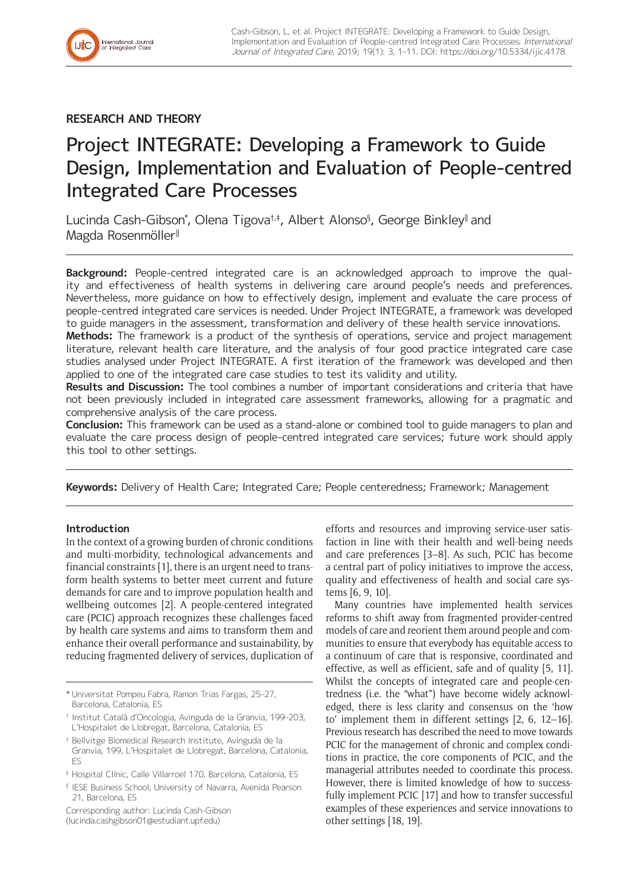RESEARCH AND THEORY

# Project INTEGRATE: Developing a Framework to Guide Design, Implementation and Evaluation of People-centred Integrated Care Processes

Lucinda Cash-Gibson[*], Olena Tigova[†,‡], Albert Alonso[§], George Binkley[‖] and Magda Rosenmöller[‖]

**Background:** People-centred integrated care is an acknowledged approach to improve the quality and effectiveness of health systems in delivering care around people's needs and preferences. Nevertheless, more guidance on how to effectively design, implement and evaluate the care process of people-centred integrated care services is needed. Under Project INTEGRATE, a framework was developed to guide managers in the assessment, transformation and delivery of these health service innovations.

**Methods:** The framework is a product of the synthesis of operations, service and project management literature, relevant health care literature, and the analysis of four good practice integrated care case studies analysed under Project INTEGRATE. A first iteration of the framework was developed and then applied to one of the integrated care case studies to test its validity and utility.

**Results and Discussion:** The tool combines a number of important considerations and criteria that have not been previously included in integrated care assessment frameworks, allowing for a pragmatic and comprehensive analysis of the care process.

**Conclusion:** This framework can be used as a stand-alone or combined tool to guide managers to plan and evaluate the care process design of people-centred integrated care services; future work should apply this tool to other settings.

**Keywords:** Delivery of Health Care; Integrated Care; People centeredness; Framework; Management

## Introduction

In the context of a growing burden of chronic conditions and multi-morbidity, technological advancements and financial constraints [1], there is an urgent need to transform health systems to better meet current and future demands for care and to improve population health and wellbeing outcomes [2]. A people-centered integrated care (PCIC) approach recognizes these challenges faced by health care systems and aims to transform them and enhance their overall performance and sustainability, by reducing fragmented delivery of services, duplication of efforts and resources and improving service-user satisfaction in line with their health and well-being needs and care preferences [3–8]. As such, PCIC has become a central part of policy initiatives to improve the access, quality and effectiveness of health and social care systems [6, 9, 10].

Many countries have implemented health services reforms to shift away from fragmented provider-centred models of care and reorient them around people and communities to ensure that everybody has equitable access to a continuum of care that is responsive, coordinated and effective, as well as efficient, safe and of quality [5, 11]. Whilst the concepts of integrated care and people-centredness (i.e. the "what") have become widely acknowledged, there is less clarity and consensus on the 'how to' implement them in different settings [2, 6, 12–16]. Previous research has described the need to move towards PCIC for the management of chronic and complex conditions in practice, the core components of PCIC, and the managerial attributes needed to coordinate this process. However, there is limited knowledge of how to successfully implement PCIC [17] and how to transfer successful examples of these experiences and service innovations to other settings [18, 19].

[*] Universitat Pompeu Fabra, Ramon Trias Fargas, 25–27, Barcelona, Catalonia, ES

[†] Institut Català d'Oncologia, Avinguda de la Granvia, 199–203, L'Hospitalet de Llobregat, Barcelona, Catalonia, ES

[‡] Bellvitge Biomedical Research Institute, Avinguda de la Granvia, 199, L'Hospitalet de Llobregat, Barcelona, Catalonia, ES

[§] Hospital Clínic, Calle Villarroel 170, Barcelona, Catalonia, ES

[‖] IESE Business School, University of Navarra, Avenida Pearson 21, Barcelona, ES

Corresponding author: Lucinda Cash-Gibson (lucinda.cashgibson01@estudiant.upf.edu)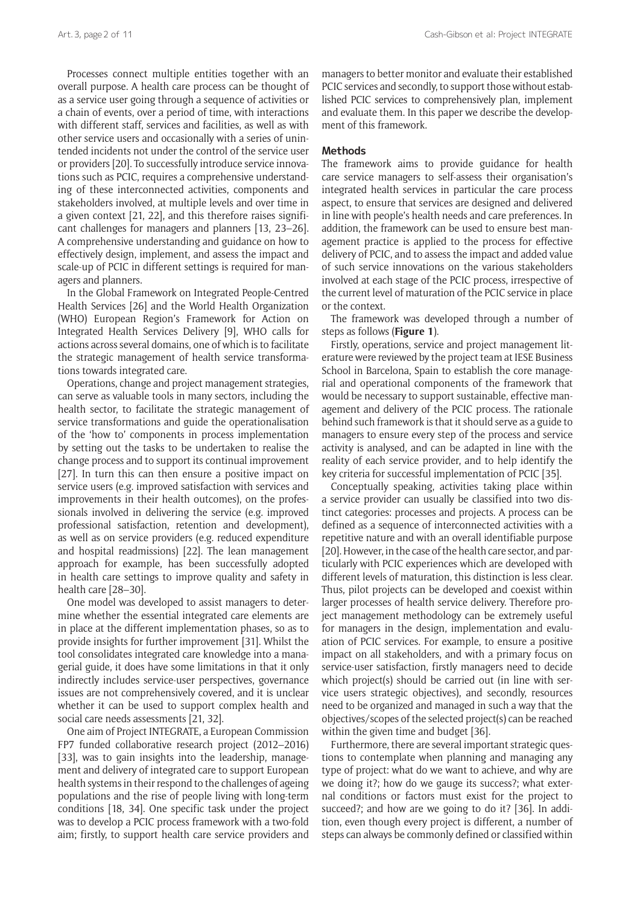Processes connect multiple entities together with an overall purpose. A health care process can be thought of as a service user going through a sequence of activities or a chain of events, over a period of time, with interactions with different staff, services and facilities, as well as with other service users and occasionally with a series of unintended incidents not under the control of the service user or providers [20]. To successfully introduce service innovations such as PCIC, requires a comprehensive understanding of these interconnected activities, components and stakeholders involved, at multiple levels and over time in a given context [21, 22], and this therefore raises significant challenges for managers and planners [13, 23–26]. A comprehensive understanding and guidance on how to effectively design, implement, and assess the impact and scale-up of PCIC in different settings is required for managers and planners.

In the Global Framework on Integrated People-Centred Health Services [26] and the World Health Organization (WHO) European Region's Framework for Action on Integrated Health Services Delivery [9], WHO calls for actions across several domains, one of which is to facilitate the strategic management of health service transformations towards integrated care.

Operations, change and project management strategies, can serve as valuable tools in many sectors, including the health sector, to facilitate the strategic management of service transformations and guide the operationalisation of the 'how to' components in process implementation by setting out the tasks to be undertaken to realise the change process and to support its continual improvement [27]. In turn this can then ensure a positive impact on service users (e.g. improved satisfaction with services and improvements in their health outcomes), on the professionals involved in delivering the service (e.g. improved professional satisfaction, retention and development), as well as on service providers (e.g. reduced expenditure and hospital readmissions) [22]. The lean management approach for example, has been successfully adopted in health care settings to improve quality and safety in health care [28–30].

One model was developed to assist managers to determine whether the essential integrated care elements are in place at the different implementation phases, so as to provide insights for further improvement [31]. Whilst the tool consolidates integrated care knowledge into a managerial guide, it does have some limitations in that it only indirectly includes service-user perspectives, governance issues are not comprehensively covered, and it is unclear whether it can be used to support complex health and social care needs assessments [21, 32].

One aim of Project INTEGRATE, a European Commission FP7 funded collaborative research project (2012–2016) [33], was to gain insights into the leadership, management and delivery of integrated care to support European health systems in their respond to the challenges of ageing populations and the rise of people living with long-term conditions [18, 34]. One specific task under the project was to develop a PCIC process framework with a two-fold aim; firstly, to support health care service providers and managers to better monitor and evaluate their established PCIC services and secondly, to support those without established PCIC services to comprehensively plan, implement and evaluate them. In this paper we describe the development of this framework.

## Methods

The framework aims to provide guidance for health care service managers to self-assess their organisation's integrated health services in particular the care process aspect, to ensure that services are designed and delivered in line with people's health needs and care preferences. In addition, the framework can be used to ensure best management practice is applied to the process for effective delivery of PCIC, and to assess the impact and added value of such service innovations on the various stakeholders involved at each stage of the PCIC process, irrespective of the current level of maturation of the PCIC service in place or the context.

The framework was developed through a number of steps as follows (**Figure 1**).

Firstly, operations, service and project management literature were reviewed by the project team at IESE Business School in Barcelona, Spain to establish the core managerial and operational components of the framework that would be necessary to support sustainable, effective management and delivery of the PCIC process. The rationale behind such framework is that it should serve as a guide to managers to ensure every step of the process and service activity is analysed, and can be adapted in line with the reality of each service provider, and to help identify the key criteria for successful implementation of PCIC [35].

Conceptually speaking, activities taking place within a service provider can usually be classified into two distinct categories: processes and projects. A process can be defined as a sequence of interconnected activities with a repetitive nature and with an overall identifiable purpose [20]. However, in the case of the health care sector, and particularly with PCIC experiences which are developed with different levels of maturation, this distinction is less clear. Thus, pilot projects can be developed and coexist within larger processes of health service delivery. Therefore project management methodology can be extremely useful for managers in the design, implementation and evaluation of PCIC services. For example, to ensure a positive impact on all stakeholders, and with a primary focus on service-user satisfaction, firstly managers need to decide which project(s) should be carried out (in line with service users strategic objectives), and secondly, resources need to be organized and managed in such a way that the objectives/scopes of the selected project(s) can be reached within the given time and budget [36].

Furthermore, there are several important strategic questions to contemplate when planning and managing any type of project: what do we want to achieve, and why are we doing it?; how do we gauge its success?; what external conditions or factors must exist for the project to succeed?; and how are we going to do it? [36]. In addition, even though every project is different, a number of steps can always be commonly defined or classified within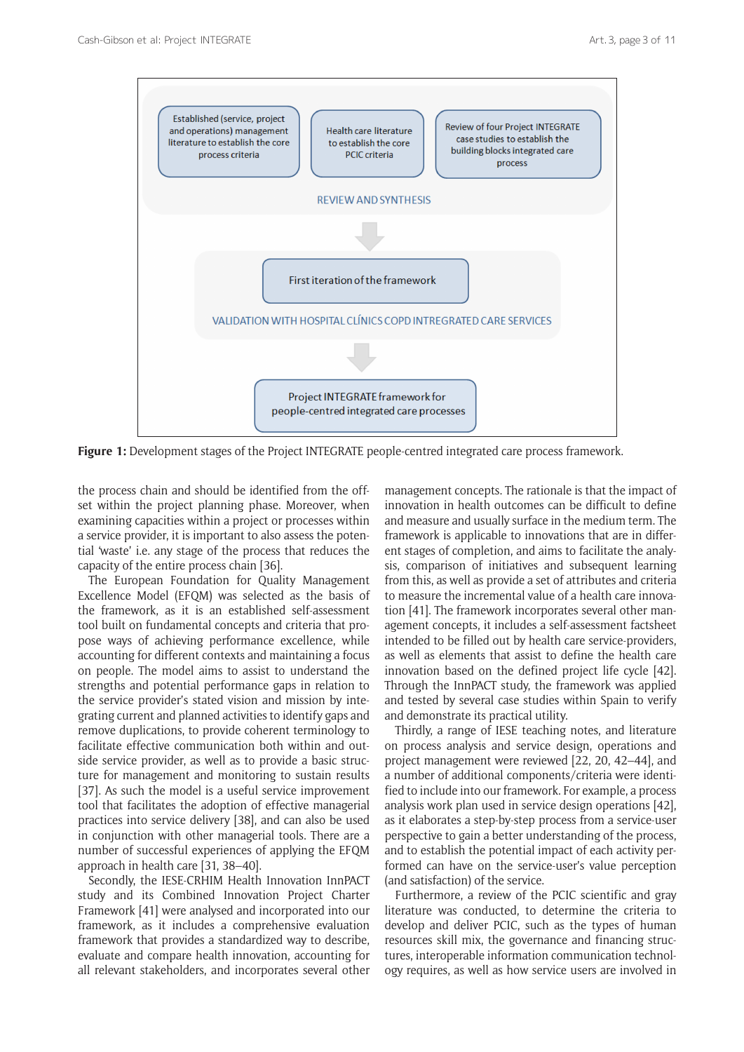Established (service, project and operations) management literature to establish the core process criteria

Health care literature to establish the core PCIC criteria

Review of four Project INTEGRATE case studies to establish the building blocks integrated care process

REVIEW AND SYNTHESIS

First iteration of the framework

VALIDATION WITH HOSPITAL CLÍNICS COPD INTREGRATED CARE SERVICES

Project INTEGRATE framework for people-centred integrated care processes

**Figure 1:** Development stages of the Project INTEGRATE people-centred integrated care process framework.

the process chain and should be identified from the offset within the project planning phase. Moreover, when examining capacities within a project or processes within a service provider, it is important to also assess the potential 'waste' i.e. any stage of the process that reduces the capacity of the entire process chain [36].

The European Foundation for Quality Management Excellence Model (EFQM) was selected as the basis of the framework, as it is an established self-assessment tool built on fundamental concepts and criteria that propose ways of achieving performance excellence, while accounting for different contexts and maintaining a focus on people. The model aims to assist to understand the strengths and potential performance gaps in relation to the service provider's stated vision and mission by integrating current and planned activities to identify gaps and remove duplications, to provide coherent terminology to facilitate effective communication both within and outside service provider, as well as to provide a basic structure for management and monitoring to sustain results [37]. As such the model is a useful service improvement tool that facilitates the adoption of effective managerial practices into service delivery [38], and can also be used in conjunction with other managerial tools. There are a number of successful experiences of applying the EFQM approach in health care [31, 38–40].

Secondly, the IESE-CRHIM Health Innovation InnPACT study and its Combined Innovation Project Charter Framework [41] were analysed and incorporated into our framework, as it includes a comprehensive evaluation framework that provides a standardized way to describe, evaluate and compare health innovation, accounting for all relevant stakeholders, and incorporates several other management concepts. The rationale is that the impact of innovation in health outcomes can be difficult to define and measure and usually surface in the medium term. The framework is applicable to innovations that are in different stages of completion, and aims to facilitate the analysis, comparison of initiatives and subsequent learning from this, as well as provide a set of attributes and criteria to measure the incremental value of a health care innovation [41]. The framework incorporates several other management concepts, it includes a self-assessment factsheet intended to be filled out by health care service-providers, as well as elements that assist to define the health care innovation based on the defined project life cycle [42]. Through the InnPACT study, the framework was applied and tested by several case studies within Spain to verify and demonstrate its practical utility.

Thirdly, a range of IESE teaching notes, and literature on process analysis and service design, operations and project management were reviewed [22, 20, 42–44], and a number of additional components/criteria were identified to include into our framework. For example, a process analysis work plan used in service design operations [42], as it elaborates a step-by-step process from a service-user perspective to gain a better understanding of the process, and to establish the potential impact of each activity performed can have on the service-user's value perception (and satisfaction) of the service.

Furthermore, a review of the PCIC scientific and gray literature was conducted, to determine the criteria to develop and deliver PCIC, such as the types of human resources skill mix, the governance and financing structures, interoperable information communication technology requires, as well as how service users are involved in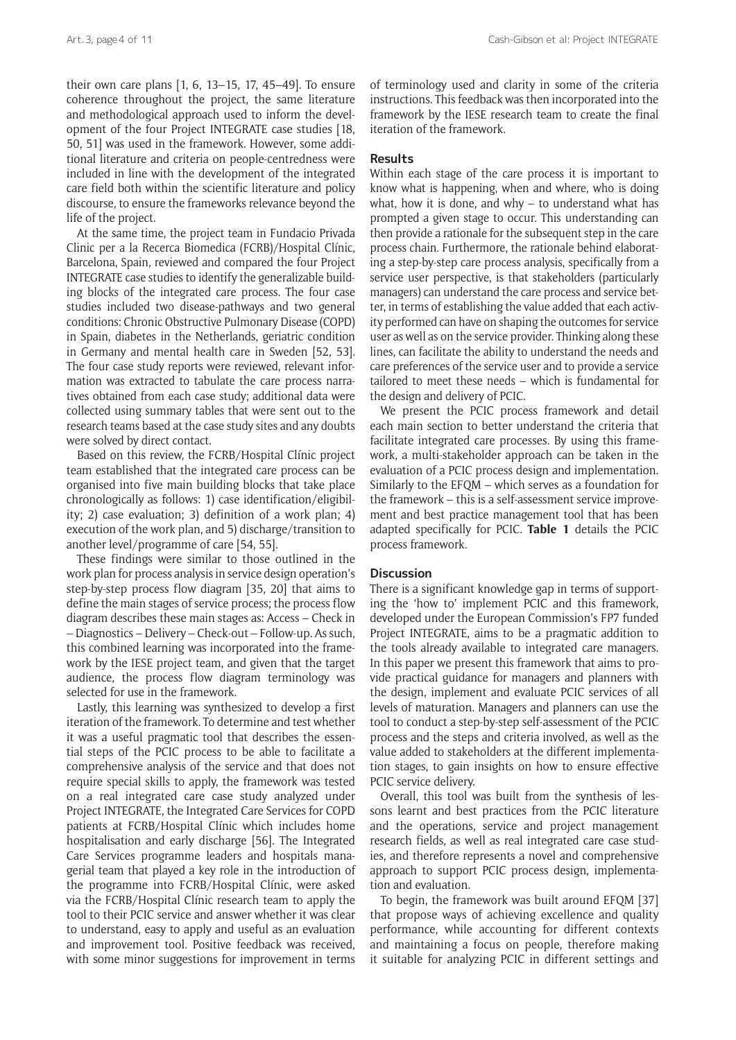their own care plans [1, 6, 13–15, 17, 45–49]. To ensure coherence throughout the project, the same literature and methodological approach used to inform the development of the four Project INTEGRATE case studies [18, 50, 51] was used in the framework. However, some additional literature and criteria on people-centredness were included in line with the development of the integrated care field both within the scientific literature and policy discourse, to ensure the frameworks relevance beyond the life of the project.

At the same time, the project team in Fundacio Privada Clinic per a la Recerca Biomedica (FCRB)/Hospital Clínic, Barcelona, Spain, reviewed and compared the four Project INTEGRATE case studies to identify the generalizable building blocks of the integrated care process. The four case studies included two disease-pathways and two general conditions: Chronic Obstructive Pulmonary Disease (COPD) in Spain, diabetes in the Netherlands, geriatric condition in Germany and mental health care in Sweden [52, 53]. The four case study reports were reviewed, relevant information was extracted to tabulate the care process narratives obtained from each case study; additional data were collected using summary tables that were sent out to the research teams based at the case study sites and any doubts were solved by direct contact.

Based on this review, the FCRB/Hospital Clínic project team established that the integrated care process can be organised into five main building blocks that take place chronologically as follows: 1) case identification/eligibility; 2) case evaluation; 3) definition of a work plan; 4) execution of the work plan, and 5) discharge/transition to another level/programme of care [54, 55].

These findings were similar to those outlined in the work plan for process analysis in service design operation's step-by-step process flow diagram [35, 20] that aims to define the main stages of service process; the process flow diagram describes these main stages as: Access – Check in – Diagnostics – Delivery – Check-out – Follow-up. As such, this combined learning was incorporated into the framework by the IESE project team, and given that the target audience, the process flow diagram terminology was selected for use in the framework.

Lastly, this learning was synthesized to develop a first iteration of the framework. To determine and test whether it was a useful pragmatic tool that describes the essential steps of the PCIC process to be able to facilitate a comprehensive analysis of the service and that does not require special skills to apply, the framework was tested on a real integrated care case study analyzed under Project INTEGRATE, the Integrated Care Services for COPD patients at FCRB/Hospital Clínic which includes home hospitalisation and early discharge [56]. The Integrated Care Services programme leaders and hospitals managerial team that played a key role in the introduction of the programme into FCRB/Hospital Clínic, were asked via the FCRB/Hospital Clínic research team to apply the tool to their PCIC service and answer whether it was clear to understand, easy to apply and useful as an evaluation and improvement tool. Positive feedback was received, with some minor suggestions for improvement in terms of terminology used and clarity in some of the criteria instructions. This feedback was then incorporated into the framework by the IESE research team to create the final iteration of the framework.

## Results

Within each stage of the care process it is important to know what is happening, when and where, who is doing what, how it is done, and why – to understand what has prompted a given stage to occur. This understanding can then provide a rationale for the subsequent step in the care process chain. Furthermore, the rationale behind elaborating a step-by-step care process analysis, specifically from a service user perspective, is that stakeholders (particularly managers) can understand the care process and service better, in terms of establishing the value added that each activity performed can have on shaping the outcomes for service user as well as on the service provider. Thinking along these lines, can facilitate the ability to understand the needs and care preferences of the service user and to provide a service tailored to meet these needs – which is fundamental for the design and delivery of PCIC.

We present the PCIC process framework and detail each main section to better understand the criteria that facilitate integrated care processes. By using this framework, a multi-stakeholder approach can be taken in the evaluation of a PCIC process design and implementation. Similarly to the EFQM – which serves as a foundation for the framework – this is a self-assessment service improvement and best practice management tool that has been adapted specifically for PCIC. **Table 1** details the PCIC process framework.

## Discussion

There is a significant knowledge gap in terms of supporting the 'how to' implement PCIC and this framework, developed under the European Commission's FP7 funded Project INTEGRATE, aims to be a pragmatic addition to the tools already available to integrated care managers. In this paper we present this framework that aims to provide practical guidance for managers and planners with the design, implement and evaluate PCIC services of all levels of maturation. Managers and planners can use the tool to conduct a step-by-step self-assessment of the PCIC process and the steps and criteria involved, as well as the value added to stakeholders at the different implementation stages, to gain insights on how to ensure effective PCIC service delivery.

Overall, this tool was built from the synthesis of lessons learnt and best practices from the PCIC literature and the operations, service and project management research fields, as well as real integrated care case studies, and therefore represents a novel and comprehensive approach to support PCIC process design, implementation and evaluation.

To begin, the framework was built around EFQM [37] that propose ways of achieving excellence and quality performance, while accounting for different contexts and maintaining a focus on people, therefore making it suitable for analyzing PCIC in different settings and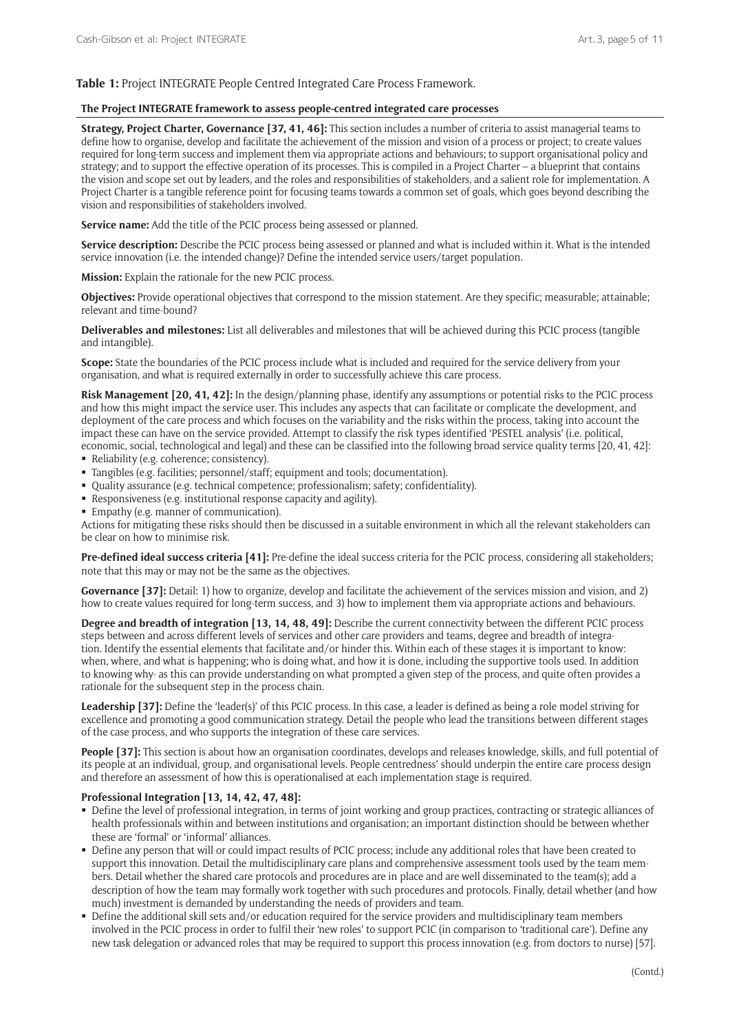**Table 1:** Project INTEGRATE People Centred Integrated Care Process Framework.

**The Project INTEGRATE framework to assess people-centred integrated care processes**

**Strategy, Project Charter, Governance [37, 41, 46]:** This section includes a number of criteria to assist managerial teams to define how to organise, develop and facilitate the achievement of the mission and vision of a process or project; to create values required for long-term success and implement them via appropriate actions and behaviours; to support organisational policy and strategy; and to support the effective operation of its processes. This is compiled in a Project Charter – a blueprint that contains the vision and scope set out by leaders, and the roles and responsibilities of stakeholders, and a salient role for implementation. A Project Charter is a tangible reference point for focusing teams towards a common set of goals, which goes beyond describing the vision and responsibilities of stakeholders involved.

**Service name:** Add the title of the PCIC process being assessed or planned.

**Service description:** Describe the PCIC process being assessed or planned and what is included within it. What is the intended service innovation (i.e. the intended change)? Define the intended service users/target population.

**Mission:** Explain the rationale for the new PCIC process.

**Objectives:** Provide operational objectives that correspond to the mission statement. Are they specific; measurable; attainable; relevant and time-bound?

**Deliverables and milestones:** List all deliverables and milestones that will be achieved during this PCIC process (tangible and intangible).

**Scope:** State the boundaries of the PCIC process include what is included and required for the service delivery from your organisation, and what is required externally in order to successfully achieve this care process.

**Risk Management [20, 41, 42]:** In the design/planning phase, identify any assumptions or potential risks to the PCIC process and how this might impact the service user. This includes any aspects that can facilitate or complicate the development, and deployment of the care process and which focuses on the variability and the risks within the process, taking into account the impact these can have on the service provided. Attempt to classify the risk types identified 'PESTEL analysis' (i.e. political, economic, social, technological and legal) and these can be classified into the following broad service quality terms [20, 41, 42]:

- Reliability (e.g. coherence; consistency).
- Tangibles (e.g. facilities; personnel/staff; equipment and tools; documentation).
- Quality assurance (e.g. technical competence; professionalism; safety; confidentiality).
- Responsiveness (e.g. institutional response capacity and agility).
- Empathy (e.g. manner of communication).

Actions for mitigating these risks should then be discussed in a suitable environment in which all the relevant stakeholders can be clear on how to minimise risk.

**Pre-defined ideal success criteria [41]:** Pre-define the ideal success criteria for the PCIC process, considering all stakeholders; note that this may or may not be the same as the objectives.

**Governance [37]:** Detail: 1) how to organize, develop and facilitate the achievement of the services mission and vision, and 2) how to create values required for long-term success, and 3) how to implement them via appropriate actions and behaviours.

**Degree and breadth of integration [13, 14, 48, 49]:** Describe the current connectivity between the different PCIC process steps between and across different levels of services and other care providers and teams, degree and breadth of integration. Identify the essential elements that facilitate and/or hinder this. Within each of these stages it is important to know: when, where, and what is happening; who is doing what, and how it is done, including the supportive tools used. In addition to knowing why- as this can provide understanding on what prompted a given step of the process, and quite often provides a rationale for the subsequent step in the process chain.

**Leadership [37]:** Define the 'leader(s)' of this PCIC process. In this case, a leader is defined as being a role model striving for excellence and promoting a good communication strategy. Detail the people who lead the transitions between different stages of the case process, and who supports the integration of these care services.

**People [37]:** This section is about how an organisation coordinates, develops and releases knowledge, skills, and full potential of its people at an individual, group, and organisational levels. People centredness' should underpin the entire care process design and therefore an assessment of how this is operationalised at each implementation stage is required.

**Professional Integration [13, 14, 42, 47, 48]:**

- Define the level of professional integration, in terms of joint working and group practices, contracting or strategic alliances of health professionals within and between institutions and organisation; an important distinction should be between whether these are 'formal' or 'informal' alliances.
- Define any person that will or could impact results of PCIC process; include any additional roles that have been created to support this innovation. Detail the multidisciplinary care plans and comprehensive assessment tools used by the team members. Detail whether the shared care protocols and procedures are in place and are well disseminated to the team(s); add a description of how the team may formally work together with such procedures and protocols. Finally, detail whether (and how much) investment is demanded by understanding the needs of providers and team.
- Define the additional skill sets and/or education required for the service providers and multidisciplinary team members involved in the PCIC process in order to fulfil their 'new roles' to support PCIC (in comparison to 'traditional care'). Define any new task delegation or advanced roles that may be required to support this process innovation (e.g. from doctors to nurse) [57].

(Contd.)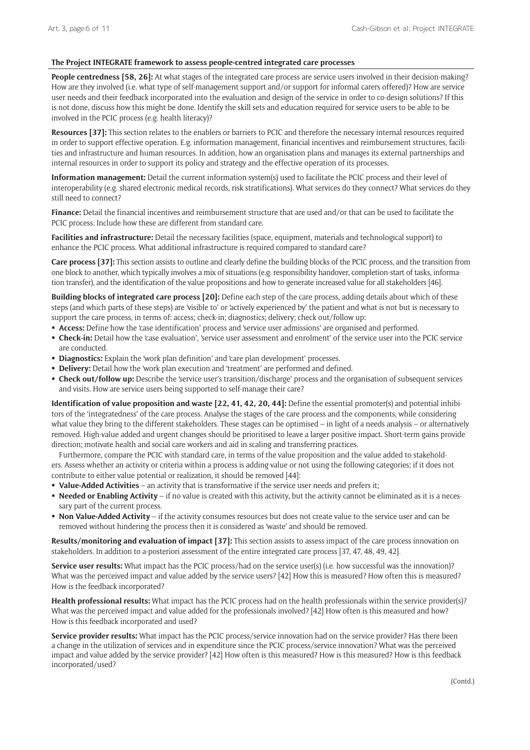**The Project INTEGRATE framework to assess people-centred integrated care processes**

**People centredness [58, 26]:** At what stages of the integrated care process are service users involved in their decision-making? How are they involved (i.e. what type of self-management support and/or support for informal carers offered)? How are service user needs and their feedback incorporated into the evaluation and design of the service in order to co-design solutions? If this is not done, discuss how this might be done. Identify the skill sets and education required for service users to be able to be involved in the PCIC process (e.g. health literacy)?

**Resources [37]:** This section relates to the enablers or barriers to PCIC and therefore the necessary internal resources required in order to support effective operation. E.g. information management, financial incentives and reimbursement structures, facilities and infrastructure and human resources. In addition, how an organisation plans and manages its external partnerships and internal resources in order to support its policy and strategy and the effective operation of its processes.

**Information management:** Detail the current information system(s) used to facilitate the PCIC process and their level of interoperability (e.g. shared electronic medical records, risk stratifications). What services do they connect? What services do they still need to connect?

**Finance:** Detail the financial incentives and reimbursement structure that are used and/or that can be used to facilitate the PCIC process. Include how these are different from standard care.

**Facilities and infrastructure:** Detail the necessary facilities (space, equipment, materials and technological support) to enhance the PCIC process. What additional infrastructure is required compared to standard care?

**Care process [37]:** This section assists to outline and clearly define the building blocks of the PCIC process, and the transition from one block to another, which typically involves a mix of situations (e.g. responsibility handover, completion-start of tasks, information transfer), and the identification of the value propositions and how to generate increased value for all stakeholders [46].

**Building blocks of integrated care process [20]:** Define each step of the care process, adding details about which of these steps (and which parts of these steps) are 'visible to' or 'actively experienced by' the patient and what is not but is necessary to support the care process, in terms of: access; check-in; diagnostics; delivery; check out/follow up:

- **Access:** Define how the 'case identification' process and 'service user admissions' are organised and performed.
- **Check-in:** Detail how the 'case evaluation', 'service user assessment and enrolment' of the service user into the PCIC service are conducted.
- **Diagnostics:** Explain the 'work plan definition' and 'care plan development' processes.
- **Delivery:** Detail how the 'work plan execution and 'treatment' are performed and defined.
- **Check out/follow up:** Describe the 'service user's transition/discharge' process and the organisation of subsequent services and visits. How are service users being supported to self-manage their care?

**Identification of value proposition and waste [22, 41, 42, 20, 44]:** Define the essential promoter(s) and potential inhibitors of the 'integratedness' of the care process. Analyse the stages of the care process and the components, while considering what value they bring to the different stakeholders. These stages can be optimised – in light of a needs analysis – or alternatively removed. High-value added and urgent changes should be prioritised to leave a larger positive impact. Short-term gains provide direction; motivate health and social care workers and aid in scaling and transferring practices.

Furthermore, compare the PCIC with standard care, in terms of the value proposition and the value added to stakeholders. Assess whether an activity or criteria within a process is adding value or not using the following categories; if it does not contribute to either value potential or realization, it should be removed [44]:

- **Value-Added Activities** – an activity that is transformative if the service user needs and prefers it;
- **Needed or Enabling Activity** – if no value is created with this activity, but the activity cannot be eliminated as it is a necessary part of the current process.
- **Non Value-Added Activity** – if the activity consumes resources but does not create value to the service user and can be removed without hindering the process then it is considered as 'waste' and should be removed.

**Results/monitoring and evaluation of impact [37]:** This section assists to assess impact of the care process innovation on stakeholders. In addition to a-posteriori assessment of the entire integrated care process [37, 47, 48, 49, 42].

**Service user results:** What impact has the PCIC process/had on the service user(s) (i.e. how successful was the innovation)? What was the perceived impact and value added by the service users? [42] How this is measured? How often this is measured? How is the feedback incorporated?

**Health professional results:** What impact has the PCIC process had on the health professionals within the service provider(s)? What was the perceived impact and value added for the professionals involved? [42] How often is this measured and how? How is this feedback incorporated and used?

**Service provider results:** What impact has the PCIC process/service innovation had on the service provider? Has there been a change in the utilization of services and in expenditure since the PCIC process/service innovation? What was the perceived impact and value added by the service provider? [42] How often is this measured? How is this measured? How is this feedback incorporated/used?

(Contd.)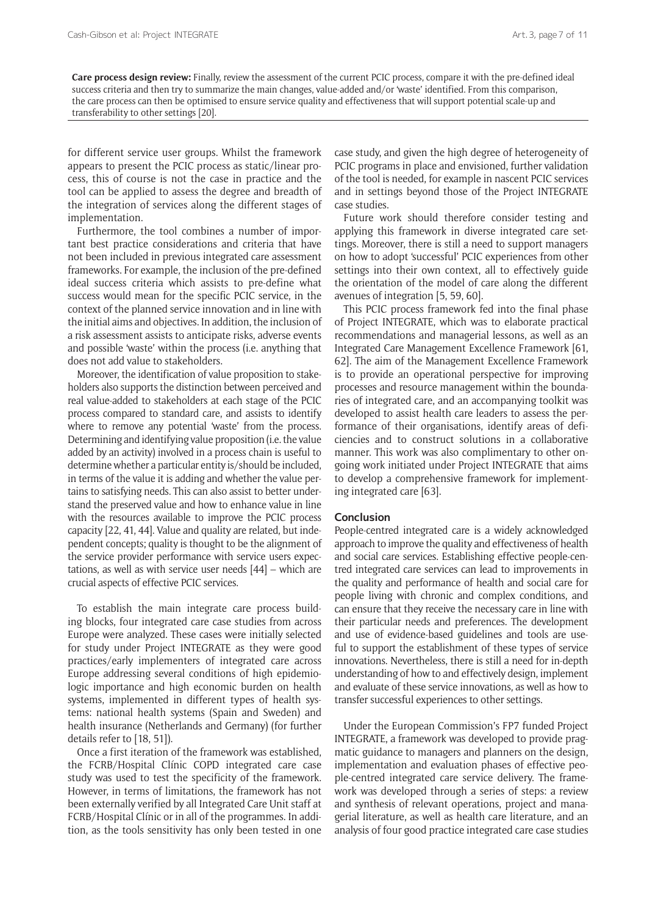**Care process design review:** Finally, review the assessment of the current PCIC process, compare it with the pre-defined ideal success criteria and then try to summarize the main changes, value-added and/or 'waste' identified. From this comparison, the care process can then be optimised to ensure service quality and effectiveness that will support potential scale-up and transferability to other settings [20].

for different service user groups. Whilst the framework appears to present the PCIC process as static/linear process, this of course is not the case in practice and the tool can be applied to assess the degree and breadth of the integration of services along the different stages of implementation.

Furthermore, the tool combines a number of important best practice considerations and criteria that have not been included in previous integrated care assessment frameworks. For example, the inclusion of the pre-defined ideal success criteria which assists to pre-define what success would mean for the specific PCIC service, in the context of the planned service innovation and in line with the initial aims and objectives. In addition, the inclusion of a risk assessment assists to anticipate risks, adverse events and possible 'waste' within the process (i.e. anything that does not add value to stakeholders.

Moreover, the identification of value proposition to stakeholders also supports the distinction between perceived and real value-added to stakeholders at each stage of the PCIC process compared to standard care, and assists to identify where to remove any potential 'waste' from the process. Determining and identifying value proposition (i.e. the value added by an activity) involved in a process chain is useful to determine whether a particular entity is/should be included, in terms of the value it is adding and whether the value pertains to satisfying needs. This can also assist to better understand the preserved value and how to enhance value in line with the resources available to improve the PCIC process capacity [22, 41, 44]. Value and quality are related, but independent concepts; quality is thought to be the alignment of the service provider performance with service users expectations, as well as with service user needs [44] – which are crucial aspects of effective PCIC services.

To establish the main integrate care process building blocks, four integrated care case studies from across Europe were analyzed. These cases were initially selected for study under Project INTEGRATE as they were good practices/early implementers of integrated care across Europe addressing several conditions of high epidemiologic importance and high economic burden on health systems, implemented in different types of health systems: national health systems (Spain and Sweden) and health insurance (Netherlands and Germany) (for further details refer to [18, 51]).

Once a first iteration of the framework was established, the FCRB/Hospital Clínic COPD integrated care case study was used to test the specificity of the framework. However, in terms of limitations, the framework has not been externally verified by all Integrated Care Unit staff at FCRB/Hospital Clínic or in all of the programmes. In addition, as the tools sensitivity has only been tested in one case study, and given the high degree of heterogeneity of PCIC programs in place and envisioned, further validation of the tool is needed, for example in nascent PCIC services and in settings beyond those of the Project INTEGRATE case studies.

Future work should therefore consider testing and applying this framework in diverse integrated care settings. Moreover, there is still a need to support managers on how to adopt 'successful' PCIC experiences from other settings into their own context, all to effectively guide the orientation of the model of care along the different avenues of integration [5, 59, 60].

This PCIC process framework fed into the final phase of Project INTEGRATE, which was to elaborate practical recommendations and managerial lessons, as well as an Integrated Care Management Excellence Framework [61, 62]. The aim of the Management Excellence Framework is to provide an operational perspective for improving processes and resource management within the boundaries of integrated care, and an accompanying toolkit was developed to assist health care leaders to assess the performance of their organisations, identify areas of deficiencies and to construct solutions in a collaborative manner. This work was also complimentary to other ongoing work initiated under Project INTEGRATE that aims to develop a comprehensive framework for implementing integrated care [63].

## Conclusion

People-centred integrated care is a widely acknowledged approach to improve the quality and effectiveness of health and social care services. Establishing effective people-centred integrated care services can lead to improvements in the quality and performance of health and social care for people living with chronic and complex conditions, and can ensure that they receive the necessary care in line with their particular needs and preferences. The development and use of evidence-based guidelines and tools are useful to support the establishment of these types of service innovations. Nevertheless, there is still a need for in-depth understanding of how to and effectively design, implement and evaluate of these service innovations, as well as how to transfer successful experiences to other settings.

Under the European Commission's FP7 funded Project INTEGRATE, a framework was developed to provide pragmatic guidance to managers and planners on the design, implementation and evaluation phases of effective people-centred integrated care service delivery. The framework was developed through a series of steps: a review and synthesis of relevant operations, project and managerial literature, as well as health care literature, and an analysis of four good practice integrated care case studies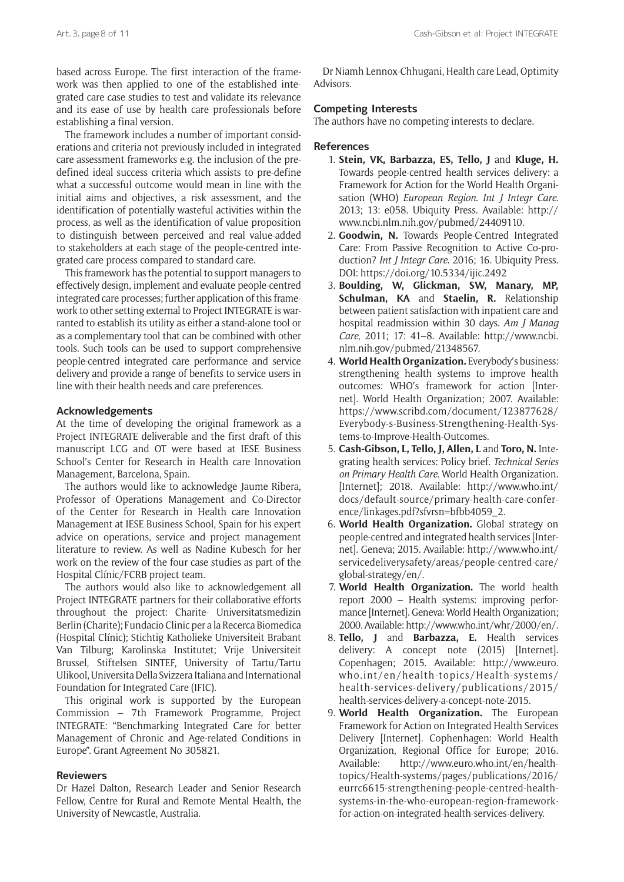based across Europe. The first interaction of the framework was then applied to one of the established integrated care case studies to test and validate its relevance and its ease of use by health care professionals before establishing a final version.

The framework includes a number of important considerations and criteria not previously included in integrated care assessment frameworks e.g. the inclusion of the predefined ideal success criteria which assists to pre-define what a successful outcome would mean in line with the initial aims and objectives, a risk assessment, and the identification of potentially wasteful activities within the process, as well as the identification of value proposition to distinguish between perceived and real value-added to stakeholders at each stage of the people-centred integrated care process compared to standard care.

This framework has the potential to support managers to effectively design, implement and evaluate people-centred integrated care processes; further application of this framework to other setting external to Project INTEGRATE is warranted to establish its utility as either a stand-alone tool or as a complementary tool that can be combined with other tools. Such tools can be used to support comprehensive people-centred integrated care performance and service delivery and provide a range of benefits to service users in line with their health needs and care preferences.

## Acknowledgements

At the time of developing the original framework as a Project INTEGRATE deliverable and the first draft of this manuscript LCG and OT were based at IESE Business School's Center for Research in Health care Innovation Management, Barcelona, Spain.

The authors would like to acknowledge Jaume Ribera, Professor of Operations Management and Co-Director of the Center for Research in Health care Innovation Management at IESE Business School, Spain for his expert advice on operations, service and project management literature to review. As well as Nadine Kubesch for her work on the review of the four case studies as part of the Hospital Clínic/FCRB project team.

The authors would also like to acknowledgement all Project INTEGRATE partners for their collaborative efforts throughout the project: Charite- Universitatsmedizin Berlin (Charite); Fundacio Clinic per a la Recerca Biomedica (Hospital Clínic); Stichtig Katholieke Universiteit Brabant Van Tilburg; Karolinska Institutet; Vrije Universiteit Brussel, Stiftelsen SINTEF, University of Tartu/Tartu Ulikool, Universita Della Svizzera Italiana and International Foundation for Integrated Care (IFIC).

This original work is supported by the European Commission – 7th Framework Programme, Project INTEGRATE: "Benchmarking Integrated Care for better Management of Chronic and Age-related Conditions in Europe". Grant Agreement No 305821.

## Reviewers

Dr Hazel Dalton, Research Leader and Senior Research Fellow, Centre for Rural and Remote Mental Health, the University of Newcastle, Australia.

Dr Niamh Lennox-Chhugani, Health care Lead, Optimity Advisors.

## Competing Interests

The authors have no competing interests to declare.

## References

1. **Stein, VK, Barbazza, ES, Tello, J** and **Kluge, H.** Towards people-centred health services delivery: a Framework for Action for the World Health Organisation (WHO) *European Region. Int J Integr Care*. 2013; 13: e058. Ubiquity Press. Available: http://www.ncbi.nlm.nih.gov/pubmed/24409110.
2. **Goodwin, N.** Towards People-Centred Integrated Care: From Passive Recognition to Active Co-production? *Int J Integr Care*. 2016; 16. Ubiquity Press. DOI: https://doi.org/10.5334/ijic.2492
3. **Boulding, W, Glickman, SW, Manary, MP, Schulman, KA** and **Staelin, R.** Relationship between patient satisfaction with inpatient care and hospital readmission within 30 days. *Am J Manag Care*, 2011; 17: 41–8. Available: http://www.ncbi.nlm.nih.gov/pubmed/21348567.
4. **World Health Organization.** Everybody's business: strengthening health systems to improve health outcomes: WHO's framework for action [Internet]. World Health Organization; 2007. Available: https://www.scribd.com/document/123877628/Everybody-s-Business-Strengthening-Health-Systems-to-Improve-Health-Outcomes.
5. **Cash-Gibson, L, Tello, J, Allen, L** and **Toro, N.** Integrating health services: Policy brief. *Technical Series on Primary Health Care*. World Health Organization. [Internet]; 2018. Available: http://www.who.int/docs/default-source/primary-health-care-conference/linkages.pdf?sfvrsn=bfbb4059_2.
6. **World Health Organization.** Global strategy on people-centred and integrated health services [Internet]. Geneva; 2015. Available: http://www.who.int/servicedeliverysafety/areas/people-centred-care/global-strategy/en/.
7. **World Health Organization.** The world health report 2000 – Health systems: improving performance [Internet]. Geneva: World Health Organization; 2000. Available: http://www.who.int/whr/2000/en/.
8. **Tello, J** and **Barbazza, E.** Health services delivery: A concept note (2015) [Internet]. Copenhagen; 2015. Available: http://www.euro.who.int/en/health-topics/Health-systems/health-services-delivery/publications/2015/health-services-delivery-a-concept-note-2015.
9. **World Health Organization.** The European Framework for Action on Integrated Health Services Delivery [Internet]. Cophenhagen: World Health Organization, Regional Office for Europe; 2016. Available: http://www.euro.who.int/en/health-topics/Health-systems/pages/publications/2016/eurrc6615-strengthening-people-centred-health-systems-in-the-who-european-region-framework-for-action-on-integrated-health-services-delivery.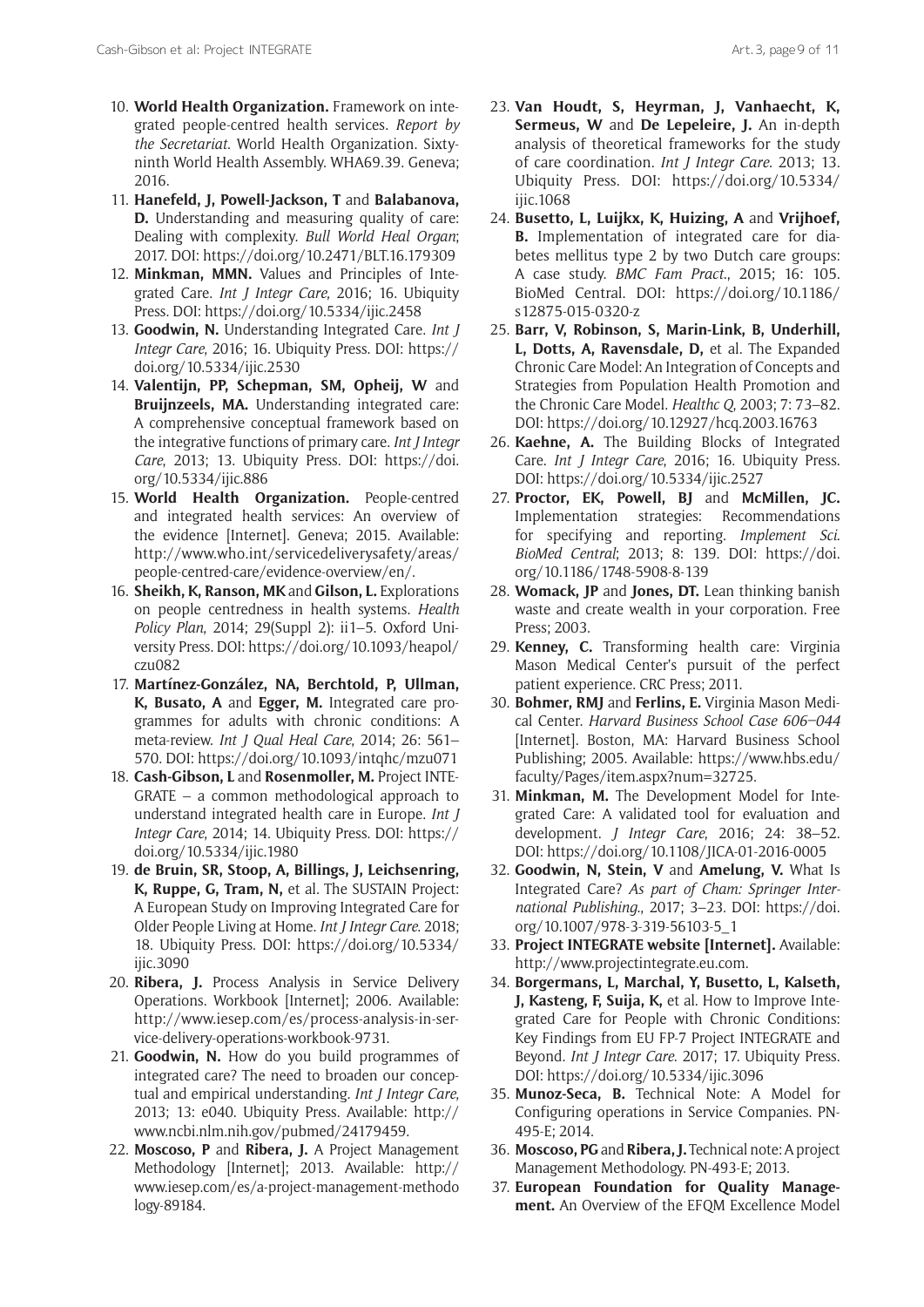10. **World Health Organization.** Framework on integrated people-centred health services. *Report by the Secretariat*. World Health Organization. Sixty-ninth World Health Assembly. WHA69.39. Geneva; 2016.
11. **Hanefeld, J, Powell-Jackson, T** and **Balabanova, D.** Understanding and measuring quality of care: Dealing with complexity. *Bull World Heal Organ*; 2017. DOI: https://doi.org/10.2471/BLT.16.179309
12. **Minkman, MMN.** Values and Principles of Integrated Care. *Int J Integr Care*, 2016; 16. Ubiquity Press. DOI: https://doi.org/10.5334/ijic.2458
13. **Goodwin, N.** Understanding Integrated Care. *Int J Integr Care*, 2016; 16. Ubiquity Press. DOI: https://doi.org/10.5334/ijic.2530
14. **Valentijn, PP, Schepman, SM, Opheij, W** and **Bruijnzeels, MA.** Understanding integrated care: A comprehensive conceptual framework based on the integrative functions of primary care. *Int J Integr Care*, 2013; 13. Ubiquity Press. DOI: https://doi.org/10.5334/ijic.886
15. **World Health Organization.** People-centred and integrated health services: An overview of the evidence [Internet]. Geneva; 2015. Available: http://www.who.int/servicedeliverysafety/areas/people-centred-care/evidence-overview/en/.
16. **Sheikh, K, Ranson, MK** and **Gilson, L.** Explorations on people centredness in health systems. *Health Policy Plan*, 2014; 29(Suppl 2): ii1–5. Oxford University Press. DOI: https://doi.org/10.1093/heapol/czu082
17. **Martínez-González, NA, Berchtold, P, Ullman, K, Busato, A** and **Egger, M.** Integrated care programmes for adults with chronic conditions: A meta-review. *Int J Qual Heal Care*, 2014; 26: 561–570. DOI: https://doi.org/10.1093/intqhc/mzu071
18. **Cash-Gibson, L** and **Rosenmoller, M.** Project INTEGRATE – a common methodological approach to understand integrated health care in Europe. *Int J Integr Care*, 2014; 14. Ubiquity Press. DOI: https://doi.org/10.5334/ijic.1980
19. **de Bruin, SR, Stoop, A, Billings, J, Leichsenring, K, Ruppe, G, Tram, N,** et al. The SUSTAIN Project: A European Study on Improving Integrated Care for Older People Living at Home. *Int J Integr Care*. 2018; 18. Ubiquity Press. DOI: https://doi.org/10.5334/ijic.3090
20. **Ribera, J.** Process Analysis in Service Delivery Operations. Workbook [Internet]; 2006. Available: http://www.iesep.com/es/process-analysis-in-service-delivery-operations-workbook-9731.
21. **Goodwin, N.** How do you build programmes of integrated care? The need to broaden our conceptual and empirical understanding. *Int J Integr Care*, 2013; 13: e040. Ubiquity Press. Available: http://www.ncbi.nlm.nih.gov/pubmed/24179459.
22. **Moscoso, P** and **Ribera, J.** A Project Management Methodology [Internet]; 2013. Available: http://www.iesep.com/es/a-project-management-methodology-89184.
23. **Van Houdt, S, Heyrman, J, Vanhaecht, K, Sermeus, W** and **De Lepeleire, J.** An in-depth analysis of theoretical frameworks for the study of care coordination. *Int J Integr Care*. 2013; 13. Ubiquity Press. DOI: https://doi.org/10.5334/ijic.1068
24. **Busetto, L, Luijkx, K, Huizing, A** and **Vrijhoef, B.** Implementation of integrated care for diabetes mellitus type 2 by two Dutch care groups: A case study. *BMC Fam Pract*., 2015; 16: 105. BioMed Central. DOI: https://doi.org/10.1186/s12875-015-0320-z
25. **Barr, V, Robinson, S, Marin-Link, B, Underhill, L, Dotts, A, Ravensdale, D,** et al. The Expanded Chronic Care Model: An Integration of Concepts and Strategies from Population Health Promotion and the Chronic Care Model. *Healthc Q*, 2003; 7: 73–82. DOI: https://doi.org/10.12927/hcq.2003.16763
26. **Kaehne, A.** The Building Blocks of Integrated Care. *Int J Integr Care*, 2016; 16. Ubiquity Press. DOI: https://doi.org/10.5334/ijic.2527
27. **Proctor, EK, Powell, BJ** and **McMillen, JC.** Implementation strategies: Recommendations for specifying and reporting. *Implement Sci. BioMed Central*; 2013; 8: 139. DOI: https://doi.org/10.1186/1748-5908-8-139
28. **Womack, JP** and **Jones, DT.** Lean thinking banish waste and create wealth in your corporation. Free Press; 2003.
29. **Kenney, C.** Transforming health care: Virginia Mason Medical Center's pursuit of the perfect patient experience. CRC Press; 2011.
30. **Bohmer, RMJ** and **Ferlins, E.** Virginia Mason Medical Center. *Harvard Business School Case 606–044* [Internet]. Boston, MA: Harvard Business School Publishing; 2005. Available: https://www.hbs.edu/faculty/Pages/item.aspx?num=32725.
31. **Minkman, M.** The Development Model for Integrated Care: A validated tool for evaluation and development. *J Integr Care*, 2016; 24: 38–52. DOI: https://doi.org/10.1108/JICA-01-2016-0005
32. **Goodwin, N, Stein, V** and **Amelung, V.** What Is Integrated Care? *As part of Cham: Springer International Publishing.*, 2017; 3–23. DOI: https://doi.org/10.1007/978-3-319-56103-5_1
33. **Project INTEGRATE website [Internet].** Available: http://www.projectintegrate.eu.com.
34. **Borgermans, L, Marchal, Y, Busetto, L, Kalseth, J, Kasteng, F, Suija, K,** et al. How to Improve Integrated Care for People with Chronic Conditions: Key Findings from EU FP-7 Project INTEGRATE and Beyond. *Int J Integr Care*. 2017; 17. Ubiquity Press. DOI: https://doi.org/10.5334/ijic.3096
35. **Munoz-Seca, B.** Technical Note: A Model for Configuring operations in Service Companies. PN-495-E; 2014.
36. **Moscoso, PG** and **Ribera, J.** Technical note: A project Management Methodology. PN-493-E; 2013.
37. **European Foundation for Quality Management.** An Overview of the EFQM Excellence Model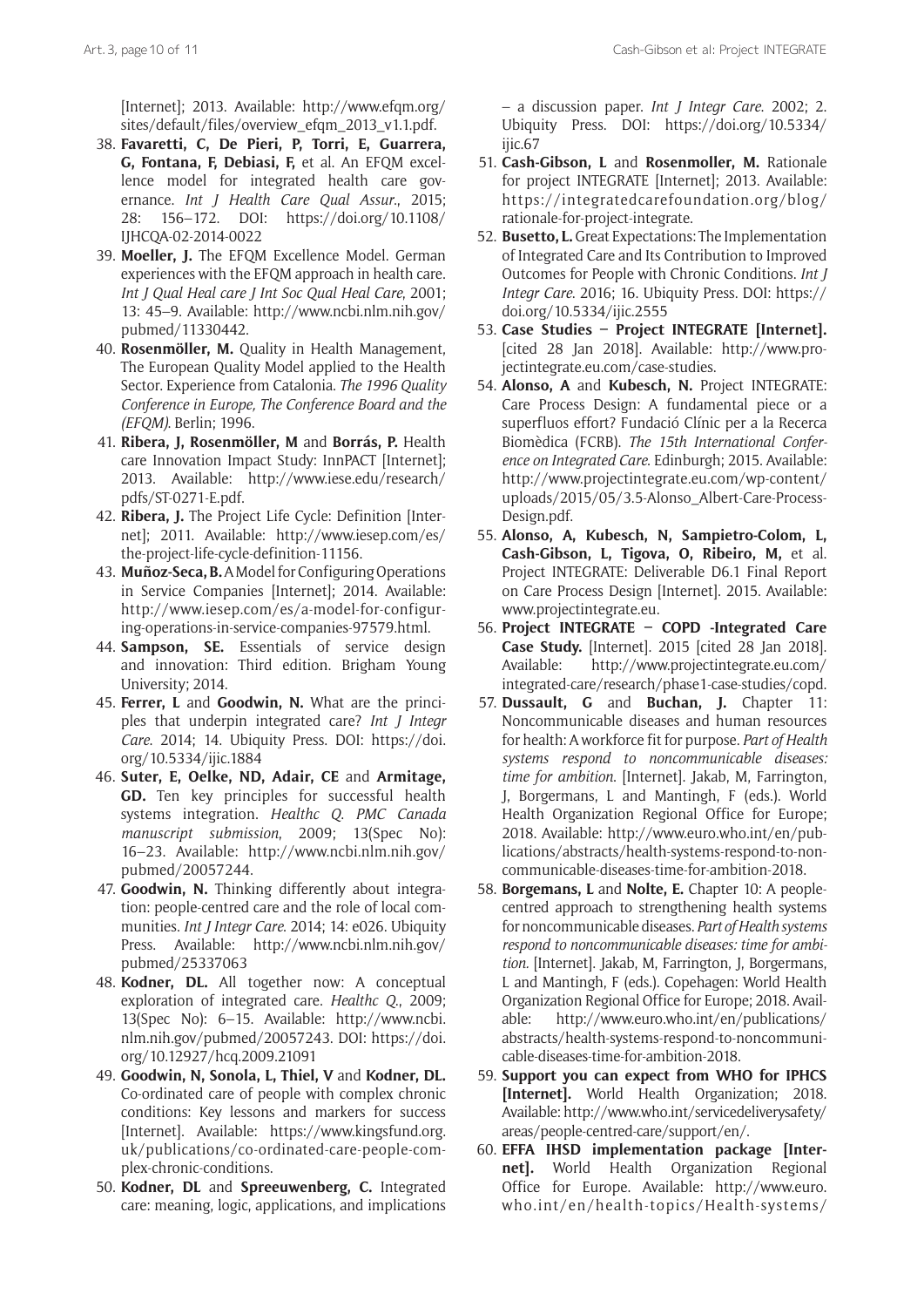[Internet]; 2013. Available: http://www.efqm.org/sites/default/files/overview_efqm_2013_v1.1.pdf.

38. **Favaretti, C, De Pieri, P, Torri, E, Guarrera, G, Fontana, F, Debiasi, F,** et al. An EFQM excellence model for integrated health care governance. *Int J Health Care Qual Assur*., 2015; 28: 156–172. DOI: https://doi.org/10.1108/IJHCQA-02-2014-0022
39. **Moeller, J.** The EFQM Excellence Model. German experiences with the EFQM approach in health care. *Int J Qual Heal care J Int Soc Qual Heal Care*, 2001; 13: 45–9. Available: http://www.ncbi.nlm.nih.gov/pubmed/11330442.
40. **Rosenmöller, M.** Quality in Health Management, The European Quality Model applied to the Health Sector. Experience from Catalonia. *The 1996 Quality Conference in Europe, The Conference Board and the (EFQM)*. Berlin; 1996.
41. **Ribera, J, Rosenmöller, M** and **Borrás, P.** Health care Innovation Impact Study: InnPACT [Internet]; 2013. Available: http://www.iese.edu/research/pdfs/ST-0271-E.pdf.
42. **Ribera, J.** The Project Life Cycle: Definition [Internet]; 2011. Available: http://www.iesep.com/es/the-project-life-cycle-definition-11156.
43. **Muñoz-Seca, B.** A Model for Configuring Operations in Service Companies [Internet]; 2014. Available: http://www.iesep.com/es/a-model-for-configuring-operations-in-service-companies-97579.html.
44. **Sampson, SE.** Essentials of service design and innovation: Third edition. Brigham Young University; 2014.
45. **Ferrer, L** and **Goodwin, N.** What are the principles that underpin integrated care? *Int J Integr Care*. 2014; 14. Ubiquity Press. DOI: https://doi.org/10.5334/ijic.1884
46. **Suter, E, Oelke, ND, Adair, CE** and **Armitage, GD.** Ten key principles for successful health systems integration. *Healthc Q. PMC Canada manuscript submission*, 2009; 13(Spec No): 16–23. Available: http://www.ncbi.nlm.nih.gov/pubmed/20057244.
47. **Goodwin, N.** Thinking differently about integration: people-centred care and the role of local communities. *Int J Integr Care*. 2014; 14: e026. Ubiquity Press. Available: http://www.ncbi.nlm.nih.gov/pubmed/25337063
48. **Kodner, DL.** All together now: A conceptual exploration of integrated care. *Healthc Q*., 2009; 13(Spec No): 6–15. Available: http://www.ncbi.nlm.nih.gov/pubmed/20057243. DOI: https://doi.org/10.12927/hcq.2009.21091
49. **Goodwin, N, Sonola, L, Thiel, V** and **Kodner, DL.** Co-ordinated care of people with complex chronic conditions: Key lessons and markers for success [Internet]. Available: https://www.kingsfund.org.uk/publications/co-ordinated-care-people-complex-chronic-conditions.
50. **Kodner, DL** and **Spreeuwenberg, C.** Integrated care: meaning, logic, applications, and implications – a discussion paper. *Int J Integr Care*. 2002; 2. Ubiquity Press. DOI: https://doi.org/10.5334/ijic.67
51. **Cash-Gibson, L** and **Rosenmoller, M.** Rationale for project INTEGRATE [Internet]; 2013. Available: https://integratedcarefoundation.org/blog/rationale-for-project-integrate.
52. **Busetto, L.** Great Expectations: The Implementation of Integrated Care and Its Contribution to Improved Outcomes for People with Chronic Conditions. *Int J Integr Care*. 2016; 16. Ubiquity Press. DOI: https://doi.org/10.5334/ijic.2555
53. **Case Studies – Project INTEGRATE [Internet].** [cited 28 Jan 2018]. Available: http://www.projectintegrate.eu.com/case-studies.
54. **Alonso, A** and **Kubesch, N.** Project INTEGRATE: Care Process Design: A fundamental piece or a superfluos effort? Fundació Clínic per a la Recerca Biomèdica (FCRB). *The 15th International Conference on Integrated Care*. Edinburgh; 2015. Available: http://www.projectintegrate.eu.com/wp-content/uploads/2015/05/3.5-Alonso_Albert-Care-Process-Design.pdf.
55. **Alonso, A, Kubesch, N, Sampietro-Colom, L, Cash-Gibson, L, Tigova, O, Ribeiro, M,** et al. Project INTEGRATE: Deliverable D6.1 Final Report on Care Process Design [Internet]. 2015. Available: www.projectintegrate.eu.
56. **Project INTEGRATE – COPD -Integrated Care Case Study.** [Internet]. 2015 [cited 28 Jan 2018]. Available: http://www.projectintegrate.eu.com/integrated-care/research/phase1-case-studies/copd.
57. **Dussault, G** and **Buchan, J.** Chapter 11: Noncommunicable diseases and human resources for health: A workforce fit for purpose. *Part of Health systems respond to noncommunicable diseases: time for ambition*. [Internet]. Jakab, M, Farrington, J, Borgermans, L and Mantingh, F (eds.). World Health Organization Regional Office for Europe; 2018. Available: http://www.euro.who.int/en/publications/abstracts/health-systems-respond-to-noncommunicable-diseases-time-for-ambition-2018.
58. **Borgemans, L** and **Nolte, E.** Chapter 10: A people-centred approach to strengthening health systems for noncommunicable diseases. *Part of Health systems respond to noncommunicable diseases: time for ambition*. [Internet]. Jakab, M, Farrington, J, Borgermans, L and Mantingh, F (eds.). Copehagen: World Health Organization Regional Office for Europe; 2018. Available: http://www.euro.who.int/en/publications/abstracts/health-systems-respond-to-noncommunicable-diseases-time-for-ambition-2018.
59. **Support you can expect from WHO for IPHCS [Internet].** World Health Organization; 2018. Available: http://www.who.int/servicedeliverysafety/areas/people-centred-care/support/en/.
60. **EFFA IHSD implementation package [Internet].** World Health Organization Regional Office for Europe. Available: http://www.euro.who.int/en/health-topics/Health-systems/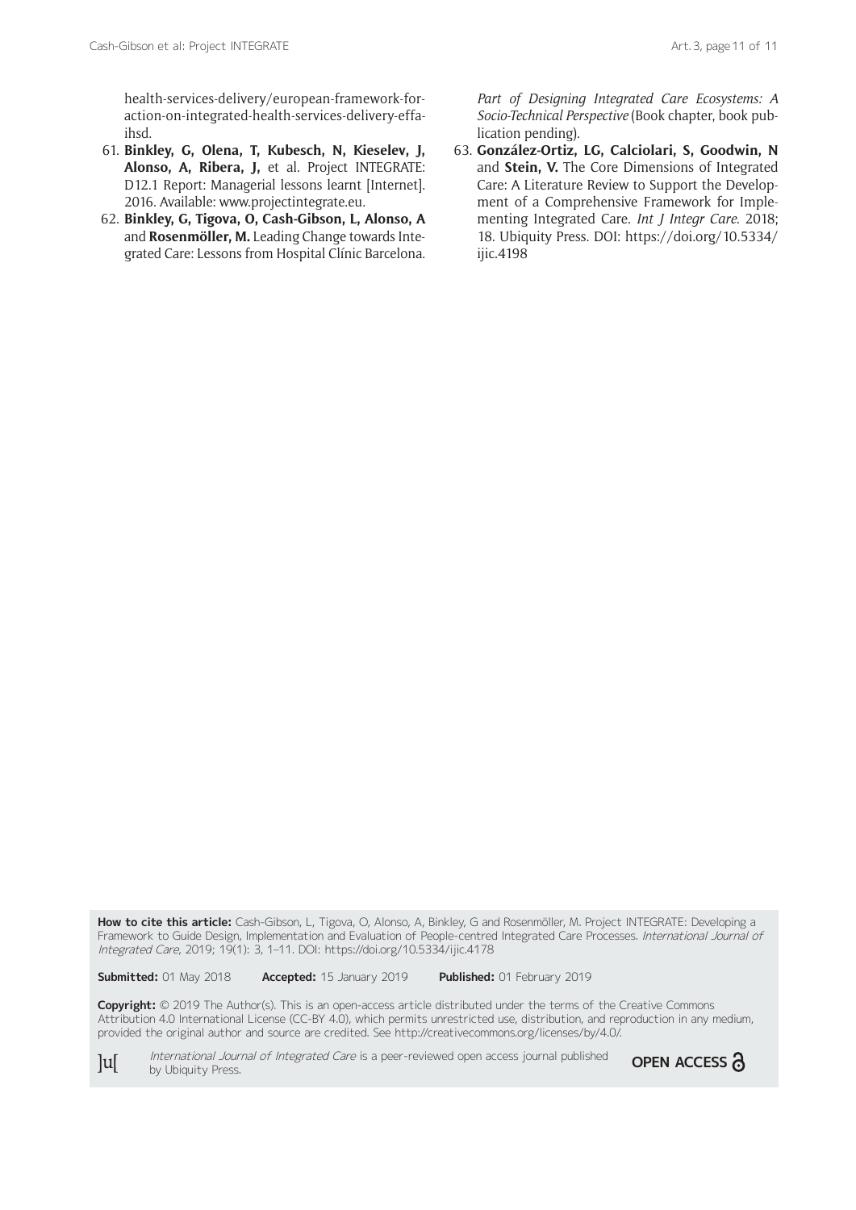health-services-delivery/european-framework-for-action-on-integrated-health-services-delivery-effa-ihsd.

61. **Binkley, G, Olena, T, Kubesch, N, Kieselev, J, Alonso, A, Ribera, J,** et al. Project INTEGRATE: D12.1 Report: Managerial lessons learnt [Internet]. 2016. Available: www.projectintegrate.eu.
62. **Binkley, G, Tigova, O, Cash-Gibson, L, Alonso, A** and **Rosenmöller, M.** Leading Change towards Integrated Care: Lessons from Hospital Clínic Barcelona. *Part of Designing Integrated Care Ecosystems: A Socio-Technical Perspective* (Book chapter, book publication pending).
63. **González-Ortiz, LG, Calciolari, S, Goodwin, N** and **Stein, V.** The Core Dimensions of Integrated Care: A Literature Review to Support the Development of a Comprehensive Framework for Implementing Integrated Care. *Int J Integr Care*. 2018; 18. Ubiquity Press. DOI: https://doi.org/10.5334/ijic.4198

**How to cite this article:** Cash-Gibson, L, Tigova, O, Alonso, A, Binkley, G and Rosenmöller, M. Project INTEGRATE: Developing a Framework to Guide Design, Implementation and Evaluation of People-centred Integrated Care Processes. *International Journal of Integrated Care*, 2019; 19(1): 3, 1–11. DOI: https://doi.org/10.5334/ijic.4178

**Submitted:** 01 May 2018 **Accepted:** 15 January 2019 **Published:** 01 February 2019

**Copyright:** © 2019 The Author(s). This is an open-access article distributed under the terms of the Creative Commons Attribution 4.0 International License (CC-BY 4.0), which permits unrestricted use, distribution, and reproduction in any medium, provided the original author and source are credited. See http://creativecommons.org/licenses/by/4.0/.

*International Journal of Integrated Care* is a peer-reviewed open access journal published by Ubiquity Press.

**OPEN ACCESS**